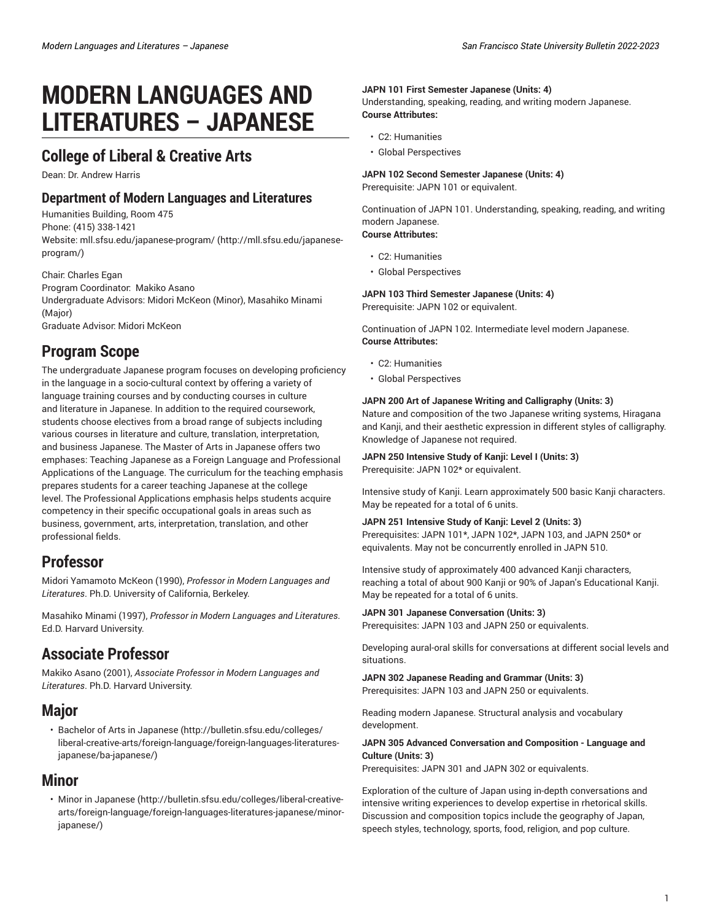# MODERN LANGUAGES AND LITERATURES – JAPANESE

## College of Liberal & Creative Arts

Dean: Dr. Andrew Harris

### Department of Modern Languages and Literatures

Humanities Building, Room 475
Phone: (415) 338-1421
Website: mll.sfsu.edu/japanese-program/ (http://mll.sfsu.edu/japanese-program/)

Chair: Charles Egan
Program Coordinator: Makiko Asano
Undergraduate Advisors: Midori McKeon (Minor), Masahiko Minami (Major)
Graduate Advisor: Midori McKeon

## Program Scope

The undergraduate Japanese program focuses on developing proficiency in the language in a socio-cultural context by offering a variety of language training courses and by conducting courses in culture and literature in Japanese. In addition to the required coursework, students choose electives from a broad range of subjects including various courses in literature and culture, translation, interpretation, and business Japanese. The Master of Arts in Japanese offers two emphases: Teaching Japanese as a Foreign Language and Professional Applications of the Language. The curriculum for the teaching emphasis prepares students for a career teaching Japanese at the college level. The Professional Applications emphasis helps students acquire competency in their specific occupational goals in areas such as business, government, arts, interpretation, translation, and other professional fields.

## Professor

Midori Yamamoto McKeon (1990), *Professor in Modern Languages and Literatures*. Ph.D. University of California, Berkeley.

Masahiko Minami (1997), *Professor in Modern Languages and Literatures*. Ed.D. Harvard University.

## Associate Professor

Makiko Asano (2001), *Associate Professor in Modern Languages and Literatures*. Ph.D. Harvard University.

## Major

- Bachelor of Arts in Japanese (http://bulletin.sfsu.edu/colleges/liberal-creative-arts/foreign-language/foreign-languages-literatures-japanese/ba-japanese/)

## Minor

- Minor in Japanese (http://bulletin.sfsu.edu/colleges/liberal-creative-arts/foreign-language/foreign-languages-literatures-japanese/minor-japanese/)

**JAPN 101 First Semester Japanese (Units: 4)**
Understanding, speaking, reading, and writing modern Japanese.
**Course Attributes:**

- C2: Humanities
- Global Perspectives

**JAPN 102 Second Semester Japanese (Units: 4)**
Prerequisite: JAPN 101 or equivalent.

Continuation of JAPN 101. Understanding, speaking, reading, and writing modern Japanese.
**Course Attributes:**

- C2: Humanities
- Global Perspectives

**JAPN 103 Third Semester Japanese (Units: 4)**
Prerequisite: JAPN 102 or equivalent.

Continuation of JAPN 102. Intermediate level modern Japanese.
**Course Attributes:**

- C2: Humanities
- Global Perspectives

**JAPN 200 Art of Japanese Writing and Calligraphy (Units: 3)**
Nature and composition of the two Japanese writing systems, Hiragana and Kanji, and their aesthetic expression in different styles of calligraphy. Knowledge of Japanese not required.

**JAPN 250 Intensive Study of Kanji: Level I (Units: 3)**
Prerequisite: JAPN 102* or equivalent.

Intensive study of Kanji. Learn approximately 500 basic Kanji characters. May be repeated for a total of 6 units.

**JAPN 251 Intensive Study of Kanji: Level 2 (Units: 3)**
Prerequisites: JAPN 101*, JAPN 102*, JAPN 103, and JAPN 250* or equivalents. May not be concurrently enrolled in JAPN 510.

Intensive study of approximately 400 advanced Kanji characters, reaching a total of about 900 Kanji or 90% of Japan's Educational Kanji. May be repeated for a total of 6 units.

**JAPN 301 Japanese Conversation (Units: 3)**
Prerequisites: JAPN 103 and JAPN 250 or equivalents.

Developing aural-oral skills for conversations at different social levels and situations.

**JAPN 302 Japanese Reading and Grammar (Units: 3)**
Prerequisites: JAPN 103 and JAPN 250 or equivalents.

Reading modern Japanese. Structural analysis and vocabulary development.

**JAPN 305 Advanced Conversation and Composition - Language and Culture (Units: 3)**
Prerequisites: JAPN 301 and JAPN 302 or equivalents.

Exploration of the culture of Japan using in-depth conversations and intensive writing experiences to develop expertise in rhetorical skills. Discussion and composition topics include the geography of Japan, speech styles, technology, sports, food, religion, and pop culture.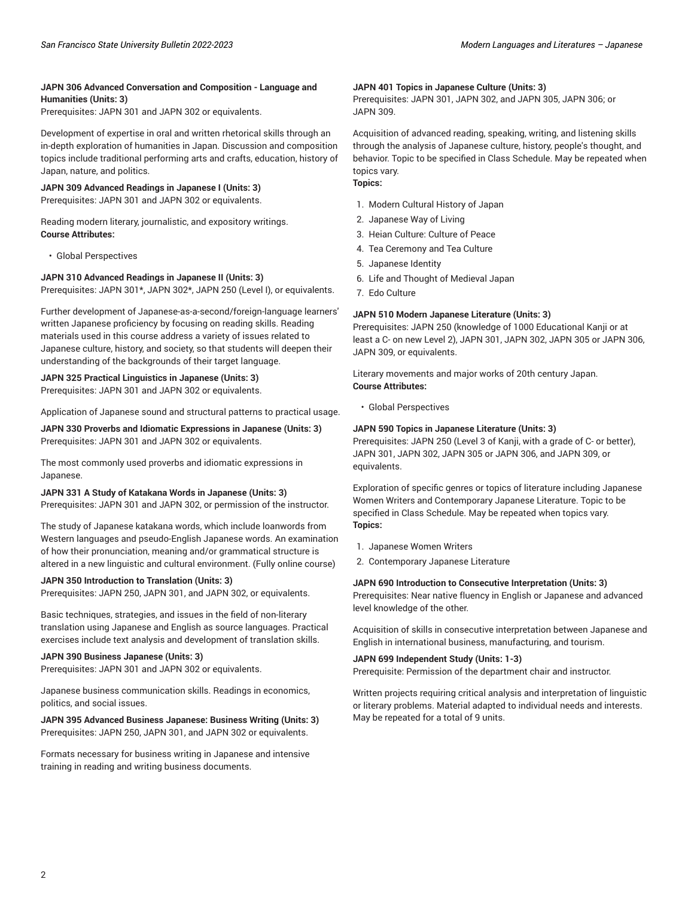**JAPN 306 Advanced Conversation and Composition - Language and Humanities (Units: 3)**
Prerequisites: JAPN 301 and JAPN 302 or equivalents.

Development of expertise in oral and written rhetorical skills through an in-depth exploration of humanities in Japan. Discussion and composition topics include traditional performing arts and crafts, education, history of Japan, nature, and politics.

**JAPN 309 Advanced Readings in Japanese I (Units: 3)**
Prerequisites: JAPN 301 and JAPN 302 or equivalents.

Reading modern literary, journalistic, and expository writings.
**Course Attributes:**

- Global Perspectives

**JAPN 310 Advanced Readings in Japanese II (Units: 3)**
Prerequisites: JAPN 301*, JAPN 302*, JAPN 250 (Level I), or equivalents.

Further development of Japanese-as-a-second/foreign-language learners' written Japanese proficiency by focusing on reading skills. Reading materials used in this course address a variety of issues related to Japanese culture, history, and society, so that students will deepen their understanding of the backgrounds of their target language.

**JAPN 325 Practical Linguistics in Japanese (Units: 3)**
Prerequisites: JAPN 301 and JAPN 302 or equivalents.

Application of Japanese sound and structural patterns to practical usage.

**JAPN 330 Proverbs and Idiomatic Expressions in Japanese (Units: 3)**
Prerequisites: JAPN 301 and JAPN 302 or equivalents.

The most commonly used proverbs and idiomatic expressions in Japanese.

**JAPN 331 A Study of Katakana Words in Japanese (Units: 3)**
Prerequisites: JAPN 301 and JAPN 302, or permission of the instructor.

The study of Japanese katakana words, which include loanwords from Western languages and pseudo-English Japanese words. An examination of how their pronunciation, meaning and/or grammatical structure is altered in a new linguistic and cultural environment. (Fully online course)

**JAPN 350 Introduction to Translation (Units: 3)**
Prerequisites: JAPN 250, JAPN 301, and JAPN 302, or equivalents.

Basic techniques, strategies, and issues in the field of non-literary translation using Japanese and English as source languages. Practical exercises include text analysis and development of translation skills.

**JAPN 390 Business Japanese (Units: 3)**
Prerequisites: JAPN 301 and JAPN 302 or equivalents.

Japanese business communication skills. Readings in economics, politics, and social issues.

**JAPN 395 Advanced Business Japanese: Business Writing (Units: 3)**
Prerequisites: JAPN 250, JAPN 301, and JAPN 302 or equivalents.

Formats necessary for business writing in Japanese and intensive training in reading and writing business documents.

**JAPN 401 Topics in Japanese Culture (Units: 3)**
Prerequisites: JAPN 301, JAPN 302, and JAPN 305, JAPN 306; or JAPN 309.

Acquisition of advanced reading, speaking, writing, and listening skills through the analysis of Japanese culture, history, people's thought, and behavior. Topic to be specified in Class Schedule. May be repeated when topics vary.
**Topics:**

1. Modern Cultural History of Japan
2. Japanese Way of Living
3. Heian Culture: Culture of Peace
4. Tea Ceremony and Tea Culture
5. Japanese Identity
6. Life and Thought of Medieval Japan
7. Edo Culture

**JAPN 510 Modern Japanese Literature (Units: 3)**
Prerequisites: JAPN 250 (knowledge of 1000 Educational Kanji or at least a C- on new Level 2), JAPN 301, JAPN 302, JAPN 305 or JAPN 306, JAPN 309, or equivalents.

Literary movements and major works of 20th century Japan.
**Course Attributes:**

- Global Perspectives

**JAPN 590 Topics in Japanese Literature (Units: 3)**
Prerequisites: JAPN 250 (Level 3 of Kanji, with a grade of C- or better), JAPN 301, JAPN 302, JAPN 305 or JAPN 306, and JAPN 309, or equivalents.

Exploration of specific genres or topics of literature including Japanese Women Writers and Contemporary Japanese Literature. Topic to be specified in Class Schedule. May be repeated when topics vary.
**Topics:**

1. Japanese Women Writers
2. Contemporary Japanese Literature

**JAPN 690 Introduction to Consecutive Interpretation (Units: 3)**
Prerequisites: Near native fluency in English or Japanese and advanced level knowledge of the other.

Acquisition of skills in consecutive interpretation between Japanese and English in international business, manufacturing, and tourism.

**JAPN 699 Independent Study (Units: 1-3)**
Prerequisite: Permission of the department chair and instructor.

Written projects requiring critical analysis and interpretation of linguistic or literary problems. Material adapted to individual needs and interests. May be repeated for a total of 9 units.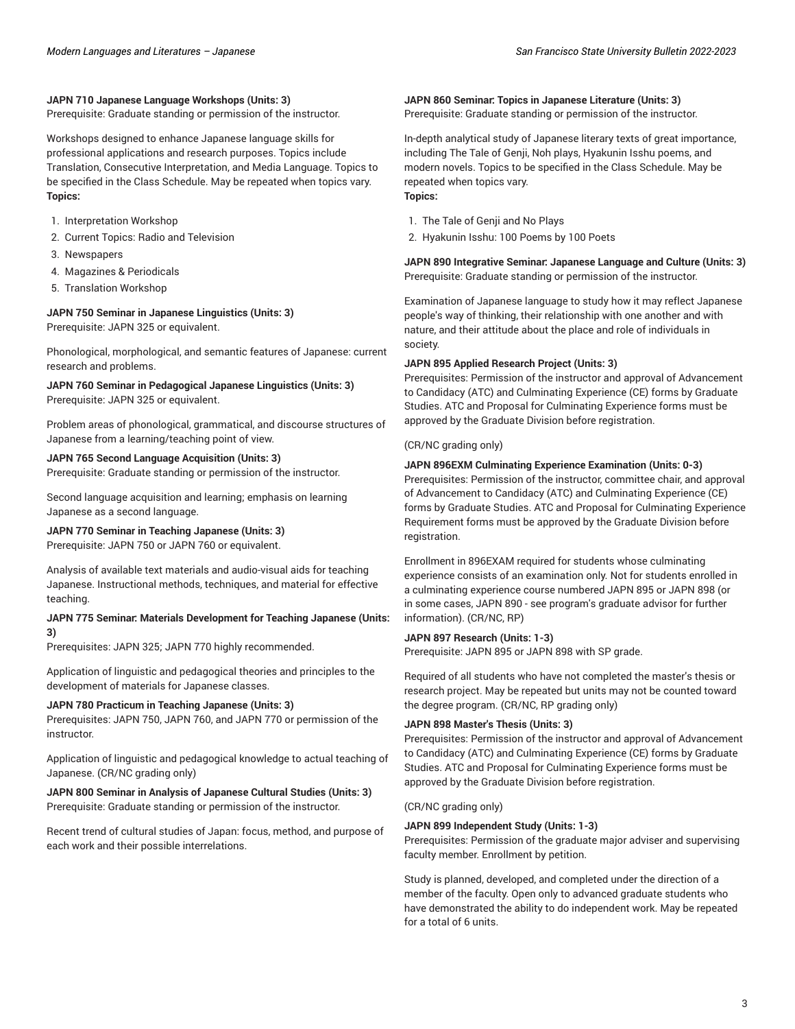**JAPN 710 Japanese Language Workshops (Units: 3)**
Prerequisite: Graduate standing or permission of the instructor.

Workshops designed to enhance Japanese language skills for professional applications and research purposes. Topics include Translation, Consecutive Interpretation, and Media Language. Topics to be specified in the Class Schedule. May be repeated when topics vary.
**Topics:**

1. Interpretation Workshop
2. Current Topics: Radio and Television
3. Newspapers
4. Magazines & Periodicals
5. Translation Workshop

**JAPN 750 Seminar in Japanese Linguistics (Units: 3)**
Prerequisite: JAPN 325 or equivalent.

Phonological, morphological, and semantic features of Japanese: current research and problems.

**JAPN 760 Seminar in Pedagogical Japanese Linguistics (Units: 3)**
Prerequisite: JAPN 325 or equivalent.

Problem areas of phonological, grammatical, and discourse structures of Japanese from a learning/teaching point of view.

**JAPN 765 Second Language Acquisition (Units: 3)**
Prerequisite: Graduate standing or permission of the instructor.

Second language acquisition and learning; emphasis on learning Japanese as a second language.

**JAPN 770 Seminar in Teaching Japanese (Units: 3)**
Prerequisite: JAPN 750 or JAPN 760 or equivalent.

Analysis of available text materials and audio-visual aids for teaching Japanese. Instructional methods, techniques, and material for effective teaching.

**JAPN 775 Seminar: Materials Development for Teaching Japanese (Units: 3)**
Prerequisites: JAPN 325; JAPN 770 highly recommended.

Application of linguistic and pedagogical theories and principles to the development of materials for Japanese classes.

**JAPN 780 Practicum in Teaching Japanese (Units: 3)**
Prerequisites: JAPN 750, JAPN 760, and JAPN 770 or permission of the instructor.

Application of linguistic and pedagogical knowledge to actual teaching of Japanese. (CR/NC grading only)

**JAPN 800 Seminar in Analysis of Japanese Cultural Studies (Units: 3)**
Prerequisite: Graduate standing or permission of the instructor.

Recent trend of cultural studies of Japan: focus, method, and purpose of each work and their possible interrelations.

**JAPN 860 Seminar: Topics in Japanese Literature (Units: 3)**
Prerequisite: Graduate standing or permission of the instructor.

In-depth analytical study of Japanese literary texts of great importance, including The Tale of Genji, Noh plays, Hyakunin Isshu poems, and modern novels. Topics to be specified in the Class Schedule. May be repeated when topics vary.
**Topics:**

1. The Tale of Genji and No Plays
2. Hyakunin Isshu: 100 Poems by 100 Poets

**JAPN 890 Integrative Seminar: Japanese Language and Culture (Units: 3)**
Prerequisite: Graduate standing or permission of the instructor.

Examination of Japanese language to study how it may reflect Japanese people's way of thinking, their relationship with one another and with nature, and their attitude about the place and role of individuals in society.

**JAPN 895 Applied Research Project (Units: 3)**
Prerequisites: Permission of the instructor and approval of Advancement to Candidacy (ATC) and Culminating Experience (CE) forms by Graduate Studies. ATC and Proposal for Culminating Experience forms must be approved by the Graduate Division before registration.

(CR/NC grading only)

**JAPN 896EXM Culminating Experience Examination (Units: 0-3)**
Prerequisites: Permission of the instructor, committee chair, and approval of Advancement to Candidacy (ATC) and Culminating Experience (CE) forms by Graduate Studies. ATC and Proposal for Culminating Experience Requirement forms must be approved by the Graduate Division before registration.

Enrollment in 896EXAM required for students whose culminating experience consists of an examination only. Not for students enrolled in a culminating experience course numbered JAPN 895 or JAPN 898 (or in some cases, JAPN 890 - see program's graduate advisor for further information). (CR/NC, RP)

**JAPN 897 Research (Units: 1-3)**
Prerequisite: JAPN 895 or JAPN 898 with SP grade.

Required of all students who have not completed the master's thesis or research project. May be repeated but units may not be counted toward the degree program. (CR/NC, RP grading only)

**JAPN 898 Master's Thesis (Units: 3)**
Prerequisites: Permission of the instructor and approval of Advancement to Candidacy (ATC) and Culminating Experience (CE) forms by Graduate Studies. ATC and Proposal for Culminating Experience forms must be approved by the Graduate Division before registration.

(CR/NC grading only)

**JAPN 899 Independent Study (Units: 1-3)**
Prerequisites: Permission of the graduate major adviser and supervising faculty member. Enrollment by petition.

Study is planned, developed, and completed under the direction of a member of the faculty. Open only to advanced graduate students who have demonstrated the ability to do independent work. May be repeated for a total of 6 units.